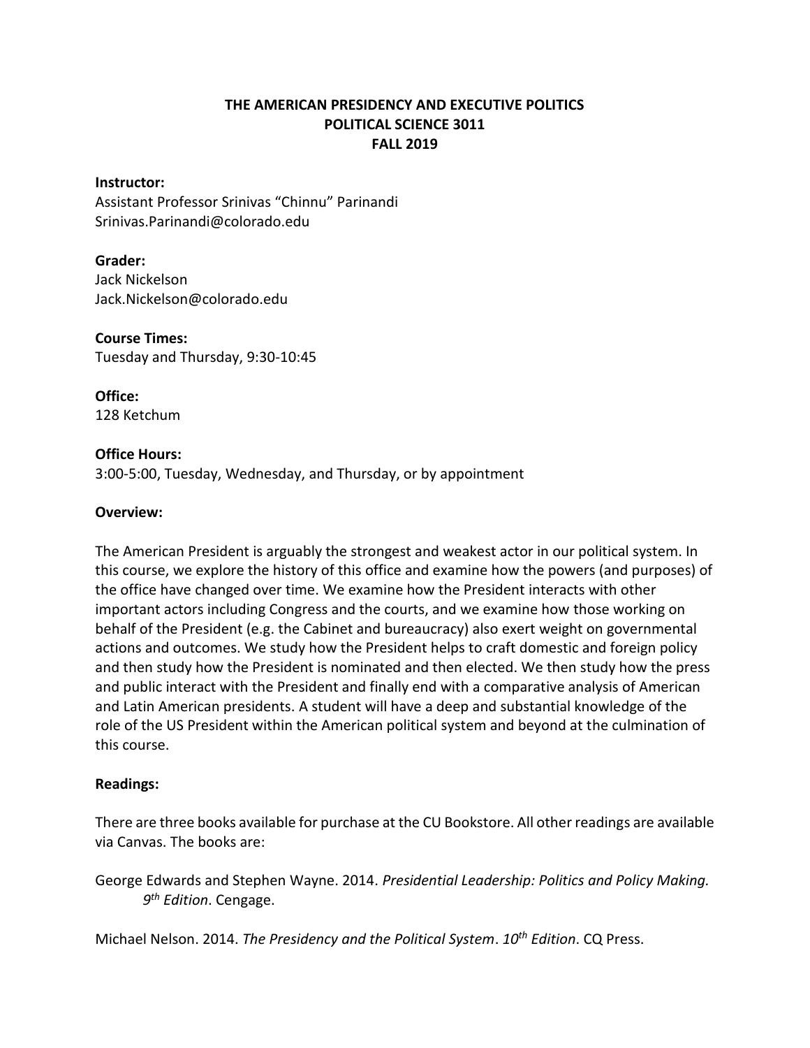# THE AMERICAN PRESIDENCY AND EXECUTIVE POLITICS
# POLITICAL SCIENCE 3011
# FALL 2019

**Instructor:**
Assistant Professor Srinivas "Chinnu" Parinandi
Srinivas.Parinandi@colorado.edu

**Grader:**
Jack Nickelson
Jack.Nickelson@colorado.edu

**Course Times:**
Tuesday and Thursday, 9:30-10:45

**Office:**
128 Ketchum

**Office Hours:**
3:00-5:00, Tuesday, Wednesday, and Thursday, or by appointment

**Overview:**

The American President is arguably the strongest and weakest actor in our political system. In this course, we explore the history of this office and examine how the powers (and purposes) of the office have changed over time. We examine how the President interacts with other important actors including Congress and the courts, and we examine how those working on behalf of the President (e.g. the Cabinet and bureaucracy) also exert weight on governmental actions and outcomes. We study how the President helps to craft domestic and foreign policy and then study how the President is nominated and then elected. We then study how the press and public interact with the President and finally end with a comparative analysis of American and Latin American presidents. A student will have a deep and substantial knowledge of the role of the US President within the American political system and beyond at the culmination of this course.

**Readings:**

There are three books available for purchase at the CU Bookstore. All other readings are available via Canvas. The books are:

George Edwards and Stephen Wayne. 2014. *Presidential Leadership: Politics and Policy Making. 9th Edition*. Cengage.

Michael Nelson. 2014. *The Presidency and the Political System*. *10th Edition*. CQ Press.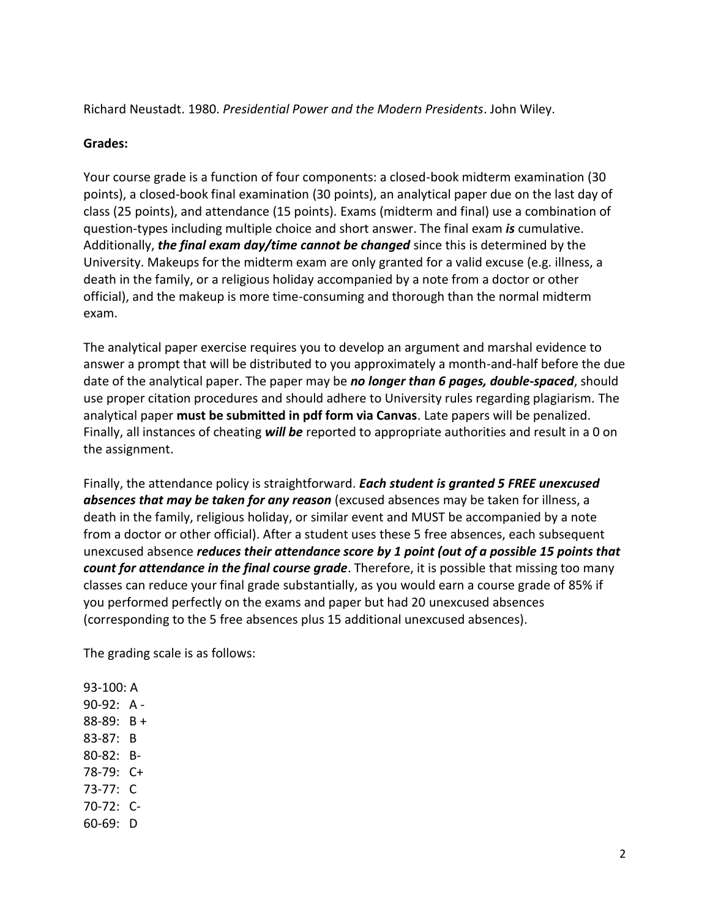Richard Neustadt. 1980. *Presidential Power and the Modern Presidents*. John Wiley.

**Grades:**

Your course grade is a function of four components: a closed-book midterm examination (30 points), a closed-book final examination (30 points), an analytical paper due on the last day of class (25 points), and attendance (15 points). Exams (midterm and final) use a combination of question-types including multiple choice and short answer. The final exam ***is*** cumulative. Additionally, ***the final exam day/time cannot be changed*** since this is determined by the University. Makeups for the midterm exam are only granted for a valid excuse (e.g. illness, a death in the family, or a religious holiday accompanied by a note from a doctor or other official), and the makeup is more time-consuming and thorough than the normal midterm exam.

The analytical paper exercise requires you to develop an argument and marshal evidence to answer a prompt that will be distributed to you approximately a month-and-half before the due date of the analytical paper. The paper may be ***no longer than 6 pages, double-spaced***, should use proper citation procedures and should adhere to University rules regarding plagiarism. The analytical paper **must be submitted in pdf form via Canvas**. Late papers will be penalized. Finally, all instances of cheating ***will be*** reported to appropriate authorities and result in a 0 on the assignment.

Finally, the attendance policy is straightforward. ***Each student is granted 5 FREE unexcused absences that may be taken for any reason*** (excused absences may be taken for illness, a death in the family, religious holiday, or similar event and MUST be accompanied by a note from a doctor or other official). After a student uses these 5 free absences, each subsequent unexcused absence ***reduces their attendance score by 1 point (out of a possible 15 points that count for attendance in the final course grade***. Therefore, it is possible that missing too many classes can reduce your final grade substantially, as you would earn a course grade of 85% if you performed perfectly on the exams and paper but had 20 unexcused absences (corresponding to the 5 free absences plus 15 additional unexcused absences).

The grading scale is as follows:

93-100: A  
90-92: A -  
88-89: B +  
83-87: B  
80-82: B-  
78-79: C+  
73-77: C  
70-72: C-  
60-69: D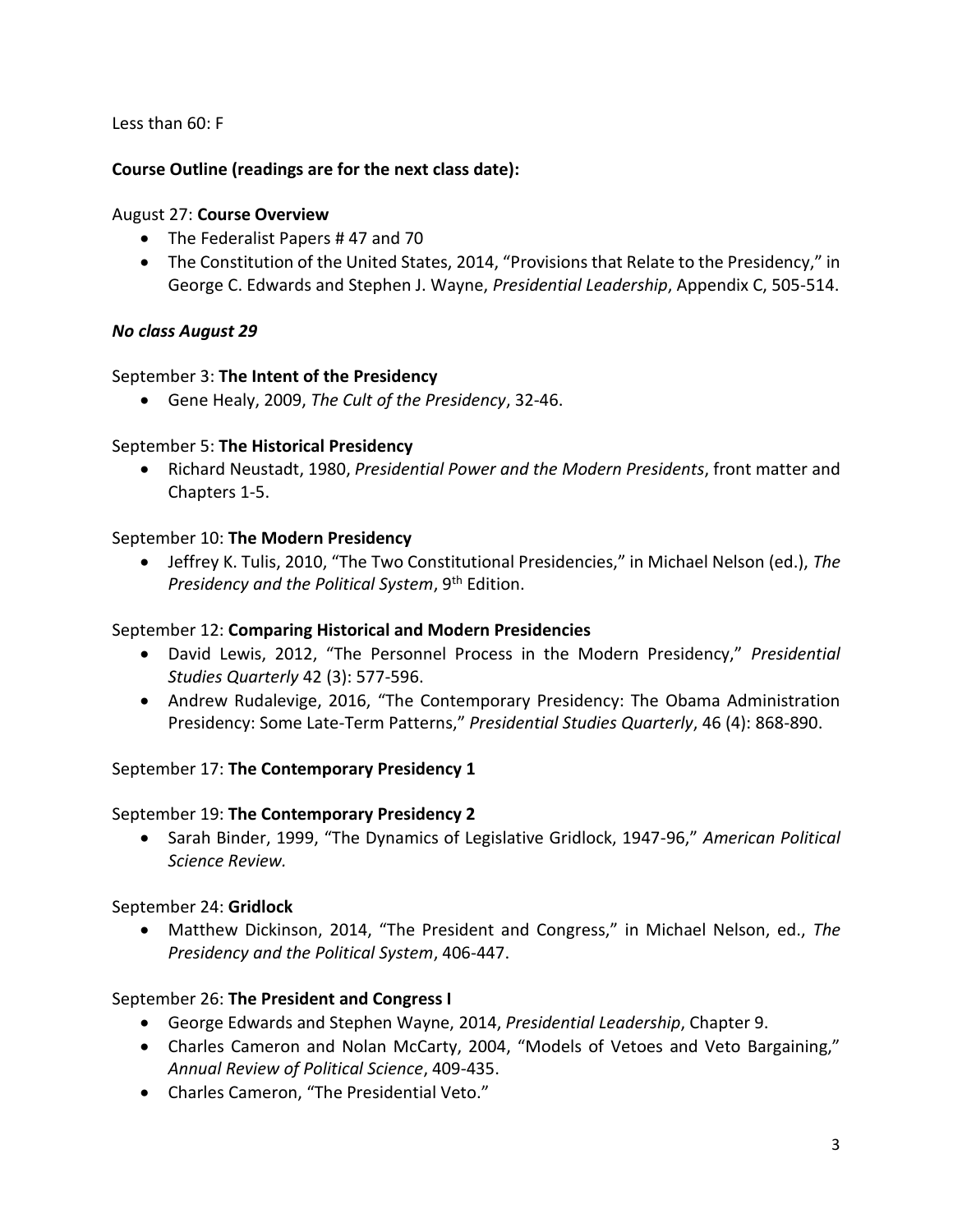Less than 60: F

**Course Outline (readings are for the next class date):**

August 27: **Course Overview**

- The Federalist Papers # 47 and 70
- The Constitution of the United States, 2014, "Provisions that Relate to the Presidency," in George C. Edwards and Stephen J. Wayne, *Presidential Leadership*, Appendix C, 505-514.

***No class August 29***

September 3: **The Intent of the Presidency**

- Gene Healy, 2009, *The Cult of the Presidency*, 32-46.

September 5: **The Historical Presidency**

- Richard Neustadt, 1980, *Presidential Power and the Modern Presidents*, front matter and Chapters 1-5.

September 10: **The Modern Presidency**

- Jeffrey K. Tulis, 2010, "The Two Constitutional Presidencies," in Michael Nelson (ed.), *The Presidency and the Political System*, 9th Edition.

September 12: **Comparing Historical and Modern Presidencies**

- David Lewis, 2012, "The Personnel Process in the Modern Presidency," *Presidential Studies Quarterly* 42 (3): 577-596.
- Andrew Rudalevige, 2016, "The Contemporary Presidency: The Obama Administration Presidency: Some Late-Term Patterns," *Presidential Studies Quarterly*, 46 (4): 868-890.

September 17: **The Contemporary Presidency 1**

September 19: **The Contemporary Presidency 2**

- Sarah Binder, 1999, "The Dynamics of Legislative Gridlock, 1947-96," *American Political Science Review.*

September 24: **Gridlock**

- Matthew Dickinson, 2014, "The President and Congress," in Michael Nelson, ed., *The Presidency and the Political System*, 406-447.

September 26: **The President and Congress I**

- George Edwards and Stephen Wayne, 2014, *Presidential Leadership*, Chapter 9.
- Charles Cameron and Nolan McCarty, 2004, "Models of Vetoes and Veto Bargaining," *Annual Review of Political Science*, 409-435.
- Charles Cameron, "The Presidential Veto."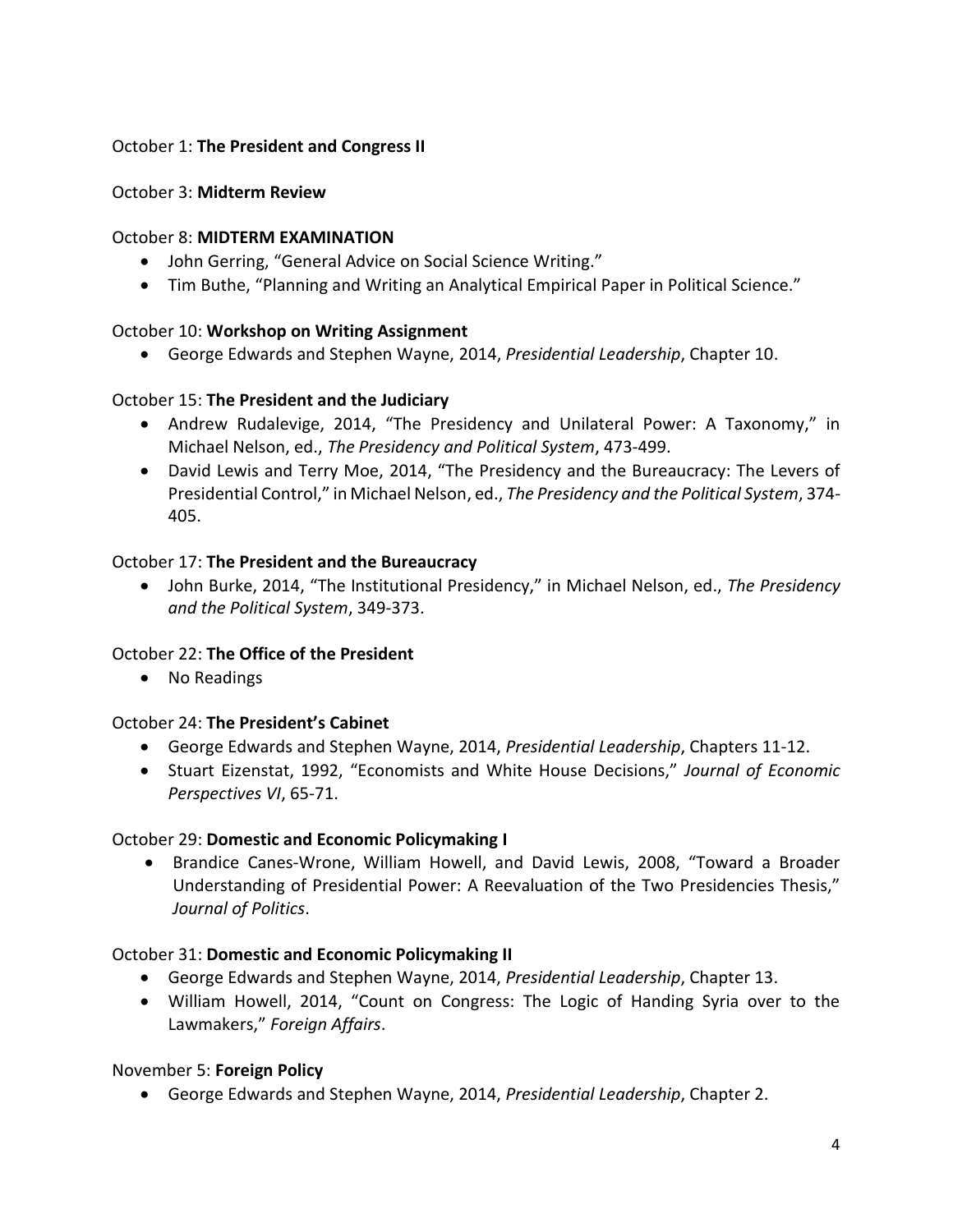October 1: **The President and Congress II**

October 3: **Midterm Review**

October 8: **MIDTERM EXAMINATION**

- John Gerring, "General Advice on Social Science Writing."
- Tim Buthe, "Planning and Writing an Analytical Empirical Paper in Political Science."

October 10: **Workshop on Writing Assignment**

- George Edwards and Stephen Wayne, 2014, *Presidential Leadership*, Chapter 10.

October 15: **The President and the Judiciary**

- Andrew Rudalevige, 2014, "The Presidency and Unilateral Power: A Taxonomy," in Michael Nelson, ed., *The Presidency and Political System*, 473-499.
- David Lewis and Terry Moe, 2014, "The Presidency and the Bureaucracy: The Levers of Presidential Control," in Michael Nelson, ed., *The Presidency and the Political System*, 374-405.

October 17: **The President and the Bureaucracy**

- John Burke, 2014, "The Institutional Presidency," in Michael Nelson, ed., *The Presidency and the Political System*, 349-373.

October 22: **The Office of the President**

- No Readings

October 24: **The President's Cabinet**

- George Edwards and Stephen Wayne, 2014, *Presidential Leadership*, Chapters 11-12.
- Stuart Eizenstat, 1992, "Economists and White House Decisions," *Journal of Economic Perspectives VI*, 65-71.

October 29: **Domestic and Economic Policymaking I**

- Brandice Canes-Wrone, William Howell, and David Lewis, 2008, "Toward a Broader Understanding of Presidential Power: A Reevaluation of the Two Presidencies Thesis," *Journal of Politics*.

October 31: **Domestic and Economic Policymaking II**

- George Edwards and Stephen Wayne, 2014, *Presidential Leadership*, Chapter 13.
- William Howell, 2014, "Count on Congress: The Logic of Handing Syria over to the Lawmakers," *Foreign Affairs*.

November 5: **Foreign Policy**

- George Edwards and Stephen Wayne, 2014, *Presidential Leadership*, Chapter 2.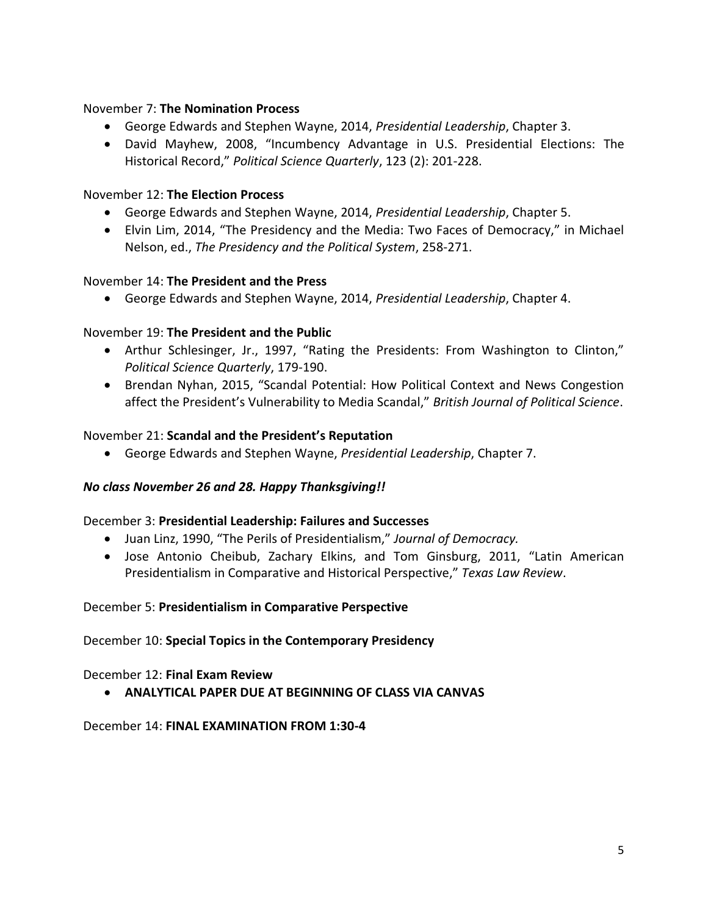November 7: **The Nomination Process**

- George Edwards and Stephen Wayne, 2014, *Presidential Leadership*, Chapter 3.
- David Mayhew, 2008, "Incumbency Advantage in U.S. Presidential Elections: The Historical Record," *Political Science Quarterly*, 123 (2): 201-228.

November 12: **The Election Process**

- George Edwards and Stephen Wayne, 2014, *Presidential Leadership*, Chapter 5.
- Elvin Lim, 2014, "The Presidency and the Media: Two Faces of Democracy," in Michael Nelson, ed., *The Presidency and the Political System*, 258-271.

November 14: **The President and the Press**

- George Edwards and Stephen Wayne, 2014, *Presidential Leadership*, Chapter 4.

November 19: **The President and the Public**

- Arthur Schlesinger, Jr., 1997, "Rating the Presidents: From Washington to Clinton," *Political Science Quarterly*, 179-190.
- Brendan Nyhan, 2015, "Scandal Potential: How Political Context and News Congestion affect the President's Vulnerability to Media Scandal," *British Journal of Political Science*.

November 21: **Scandal and the President's Reputation**

- George Edwards and Stephen Wayne, *Presidential Leadership*, Chapter 7.

***No class November 26 and 28. Happy Thanksgiving!!***

December 3: **Presidential Leadership: Failures and Successes**

- Juan Linz, 1990, "The Perils of Presidentialism," *Journal of Democracy.*
- Jose Antonio Cheibub, Zachary Elkins, and Tom Ginsburg, 2011, "Latin American Presidentialism in Comparative and Historical Perspective," *Texas Law Review*.

December 5: **Presidentialism in Comparative Perspective**

December 10: **Special Topics in the Contemporary Presidency**

December 12: **Final Exam Review**

- **ANALYTICAL PAPER DUE AT BEGINNING OF CLASS VIA CANVAS**

December 14: **FINAL EXAMINATION FROM 1:30-4**